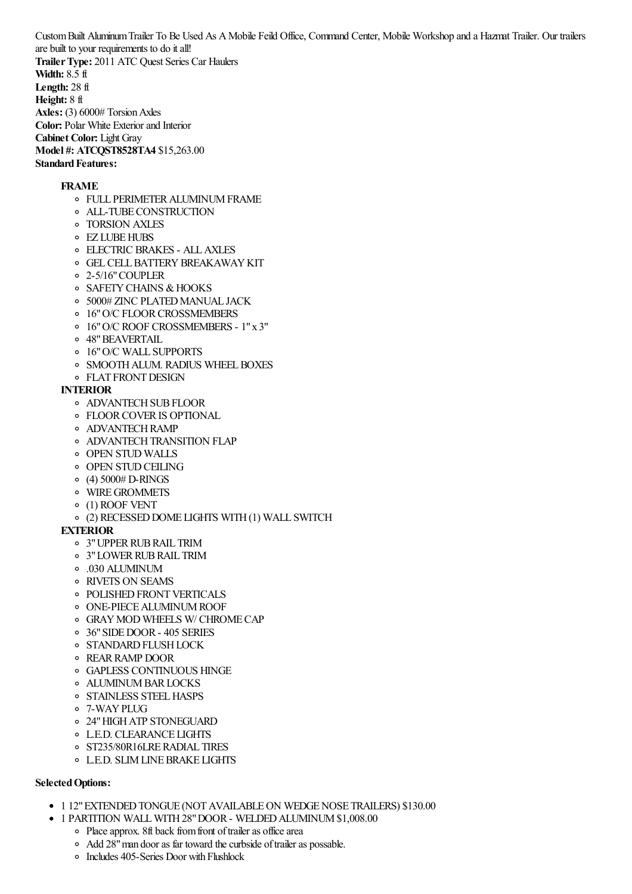Custom Built Aluminum Trailer To Be Used As A Mobile Feild Office, Command Center, Mobile Workshop and a Hazmat Trailer. Our trailers are built to your requirements to do it all!

**Trailer Type:** 2011 ATC Quest Series Car Haulers
**Width:** 8.5 ft
**Length:** 28 ft
**Height:** 8 ft
**Axles:** (3) 6000# Torsion Axles
**Color:** Polar White Exterior and Interior
**Cabinet Color:** Light Gray
**Model #: ATCQST8528TA4** $15,263.00
**Standard Features:**

- **FRAME**
  - FULL PERIMETER ALUMINUM FRAME
  - ALL-TUBE CONSTRUCTION
  - TORSION AXLES
  - EZ LUBE HUBS
  - ELECTRIC BRAKES - ALL AXLES
  - GEL CELL BATTERY BREAKAWAY KIT
  - 2-5/16" COUPLER
  - SAFETY CHAINS & HOOKS
  - 5000# ZINC PLATED MANUAL JACK
  - 16" O/C FLOOR CROSSMEMBERS
  - 16" O/C ROOF CROSSMEMBERS - 1" x 3"
  - 48" BEAVERTAIL
  - 16" O/C WALL SUPPORTS
  - SMOOTH ALUM. RADIUS WHEEL BOXES
  - FLAT FRONT DESIGN
- **INTERIOR**
  - ADVANTECH SUB FLOOR
  - FLOOR COVER IS OPTIONAL
  - ADVANTECH RAMP
  - ADVANTECH TRANSITION FLAP
  - OPEN STUD WALLS
  - OPEN STUD CEILING
  - (4) 5000# D-RINGS
  - WIRE GROMMETS
  - (1) ROOF VENT
  - (2) RECESSED DOME LIGHTS WITH (1) WALL SWITCH
- **EXTERIOR**
  - 3" UPPER RUB RAIL TRIM
  - 3" LOWER RUB RAIL TRIM
  - .030 ALUMINUM
  - RIVETS ON SEAMS
  - POLISHED FRONT VERTICALS
  - ONE-PIECE ALUMINUM ROOF
  - GRAY MOD WHEELS W/ CHROME CAP
  - 36" SIDE DOOR - 405 SERIES
  - STANDARD FLUSH LOCK
  - REAR RAMP DOOR
  - GAPLESS CONTINUOUS HINGE
  - ALUMINUM BAR LOCKS
  - STAINLESS STEEL HASPS
  - 7-WAY PLUG
  - 24" HIGH ATP STONEGUARD
  - L.E.D. CLEARANCE LIGHTS
  - ST235/80R16LRE RADIAL TIRES
  - L.E.D. SLIM LINE BRAKE LIGHTS

**Selected Options:**

- 1 12" EXTENDED TONGUE (NOT AVAILABLE ON WEDGE NOSE TRAILERS) $130.00
- 1 PARTITION WALL WITH 28" DOOR - WELDED ALUMINUM $1,008.00
  - Place approx. 8ft back from front of trailer as office area
  - Add 28" man door as far toward the curbside of trailer as possable.
  - Includes 405-Series Door with Flushlock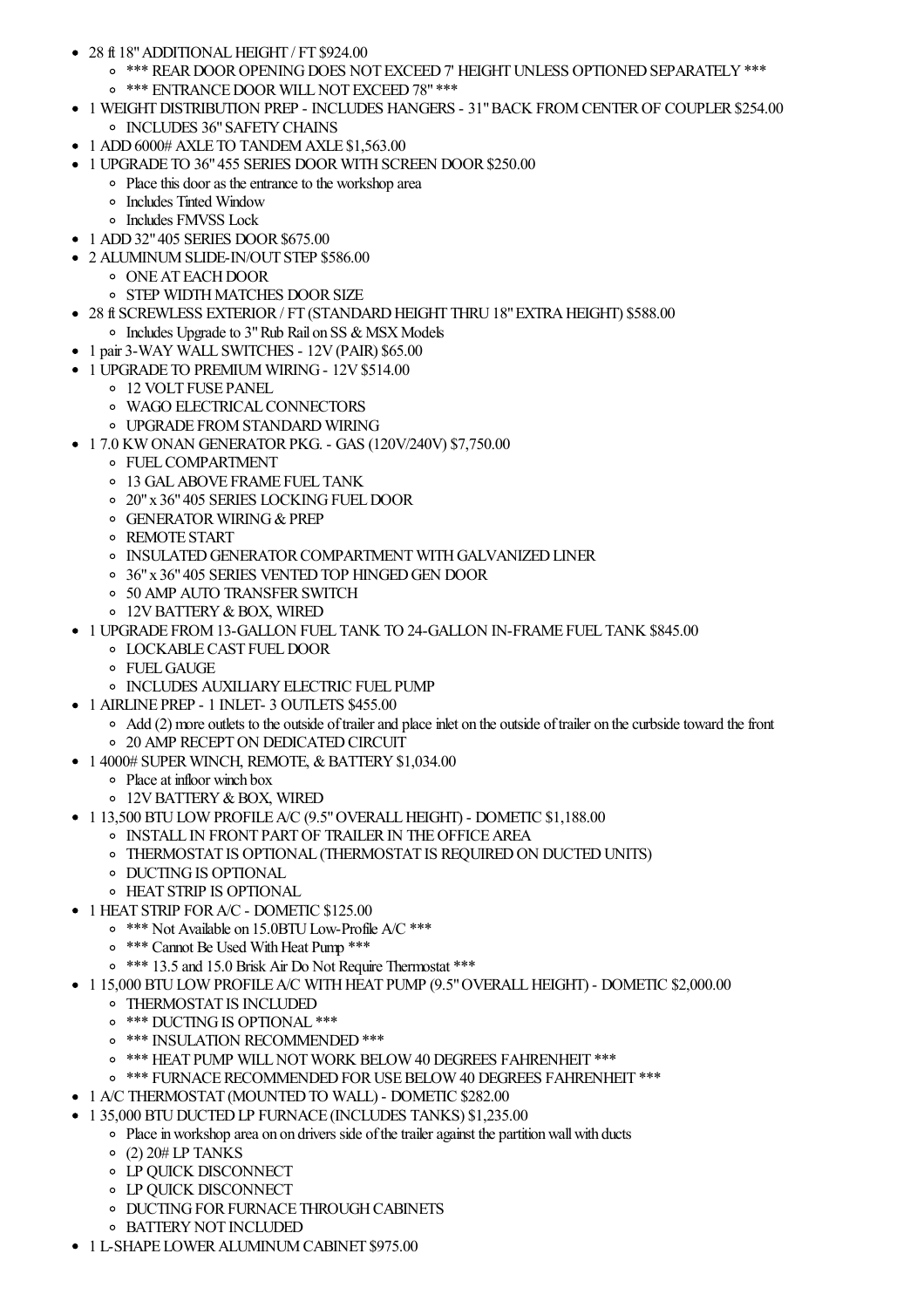- 28 ft 18" ADDITIONAL HEIGHT / FT $924.00
    - *** REAR DOOR OPENING DOES NOT EXCEED 7' HEIGHT UNLESS OPTIONED SEPARATELY ***
    - *** ENTRANCE DOOR WILL NOT EXCEED 78" ***
- 1 WEIGHT DISTRIBUTION PREP - INCLUDES HANGERS - 31" BACK FROM CENTER OF COUPLER $254.00
    - INCLUDES 36" SAFETY CHAINS
- 1 ADD 6000# AXLE TO TANDEM AXLE $1,563.00
- 1 UPGRADE TO 36" 455 SERIES DOOR WITH SCREEN DOOR $250.00
    - Place this door as the entrance to the workshop area
    - Includes Tinted Window
    - Includes FMVSS Lock
- 1 ADD 32" 405 SERIES DOOR $675.00
- 2 ALUMINUM SLIDE-IN/OUT STEP $586.00
    - ONE AT EACH DOOR
    - STEP WIDTH MATCHES DOOR SIZE
- 28 ft SCREWLESS EXTERIOR / FT (STANDARD HEIGHT THRU 18" EXTRA HEIGHT) $588.00
    - Includes Upgrade to 3" Rub Rail on SS & MSX Models
- 1 pair 3-WAY WALL SWITCHES - 12V (PAIR) $65.00
- 1 UPGRADE TO PREMIUM WIRING - 12V $514.00
    - 12 VOLT FUSE PANEL
    - WAGO ELECTRICAL CONNECTORS
    - UPGRADE FROM STANDARD WIRING
- 1 7.0 KW ONAN GENERATOR PKG. - GAS (120V/240V) $7,750.00
    - FUEL COMPARTMENT
    - 13 GAL ABOVE FRAME FUEL TANK
    - 20" x 36" 405 SERIES LOCKING FUEL DOOR
    - GENERATOR WIRING & PREP
    - REMOTE START
    - INSULATED GENERATOR COMPARTMENT WITH GALVANIZED LINER
    - 36" x 36" 405 SERIES VENTED TOP HINGED GEN DOOR
    - 50 AMP AUTO TRANSFER SWITCH
    - 12V BATTERY & BOX, WIRED
- 1 UPGRADE FROM 13-GALLON FUEL TANK TO 24-GALLON IN-FRAME FUEL TANK $845.00
    - LOCKABLE CAST FUEL DOOR
    - FUEL GAUGE
    - INCLUDES AUXILIARY ELECTRIC FUEL PUMP
- 1 AIRLINE PREP - 1 INLET- 3 OUTLETS $455.00
    - Add (2) more outlets to the outside of trailer and place inlet on the outside of trailer on the curbside toward the front
    - 20 AMP RECEPT ON DEDICATED CIRCUIT
- 1 4000# SUPER WINCH, REMOTE, & BATTERY $1,034.00
    - Place at infloor winch box
    - 12V BATTERY & BOX, WIRED
- 1 13,500 BTU LOW PROFILE A/C (9.5" OVERALL HEIGHT) - DOMETIC $1,188.00
    - INSTALL IN FRONT PART OF TRAILER IN THE OFFICE AREA
    - THERMOSTAT IS OPTIONAL (THERMOSTAT IS REQUIRED ON DUCTED UNITS)
    - DUCTING IS OPTIONAL
    - HEAT STRIP IS OPTIONAL
- 1 HEAT STRIP FOR A/C - DOMETIC $125.00
    - *** Not Available on 15.0BTU Low-Profile A/C ***
    - *** Cannot Be Used With Heat Pump ***
    - *** 13.5 and 15.0 Brisk Air Do Not Require Thermostat ***
- 1 15,000 BTU LOW PROFILE A/C WITH HEAT PUMP (9.5" OVERALL HEIGHT) - DOMETIC $2,000.00
    - THERMOSTAT IS INCLUDED
    - *** DUCTING IS OPTIONAL ***
    - *** INSULATION RECOMMENDED ***
    - *** HEAT PUMP WILL NOT WORK BELOW 40 DEGREES FAHRENHEIT ***
    - *** FURNACE RECOMMENDED FOR USE BELOW 40 DEGREES FAHRENHEIT ***
- 1 A/C THERMOSTAT (MOUNTED TO WALL) - DOMETIC $282.00
- 1 35,000 BTU DUCTED LP FURNACE (INCLUDES TANKS) $1,235.00
    - Place in workshop area on on drivers side of the trailer against the partition wall with ducts
    - (2) 20# LP TANKS
    - LP QUICK DISCONNECT
    - LP QUICK DISCONNECT
    - DUCTING FOR FURNACE THROUGH CABINETS
    - BATTERY NOT INCLUDED
- 1 L-SHAPE LOWER ALUMINUM CABINET $975.00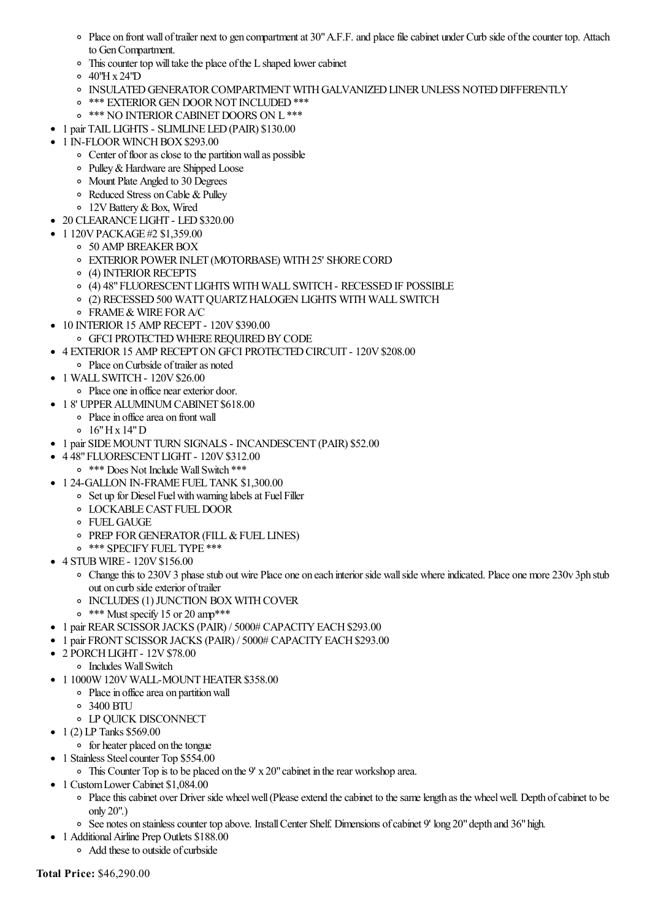- Place on front wall of trailer next to gen compartment at 30" A.F.F. and place file cabinet under Curb side of the counter top. Attach to Gen Compartment.
  - This counter top will take the place of the L shaped lower cabinet
  - 40"H x 24"D
  - INSULATED GENERATOR COMPARTMENT WITH GALVANIZED LINER UNLESS NOTED DIFFERENTLY
  - *** EXTERIOR GEN DOOR NOT INCLUDED ***
  - *** NO INTERIOR CABINET DOORS ON L ***
- 1 pair TAIL LIGHTS - SLIMLINE LED (PAIR) $130.00
- 1 IN-FLOOR WINCH BOX $293.00
  - Center of floor as close to the partition wall as possible
  - Pulley & Hardware are Shipped Loose
  - Mount Plate Angled to 30 Degrees
  - Reduced Stress on Cable & Pulley
  - 12V Battery & Box, Wired
- 20 CLEARANCE LIGHT - LED $320.00
- 1 120V PACKAGE #2 $1,359.00
  - 50 AMP BREAKER BOX
  - EXTERIOR POWER INLET (MOTORBASE) WITH 25' SHORE CORD
  - (4) INTERIOR RECEPTS
  - (4) 48" FLUORESCENT LIGHTS WITH WALL SWITCH - RECESSED IF POSSIBLE
  - (2) RECESSED 500 WATT QUARTZ HALOGEN LIGHTS WITH WALL SWITCH
  - FRAME & WIRE FOR A/C
- 10 INTERIOR 15 AMP RECEPT - 120V $390.00
  - GFCI PROTECTED WHERE REQUIRED BY CODE
- 4 EXTERIOR 15 AMP RECEPT ON GFCI PROTECTED CIRCUIT - 120V $208.00
  - Place on Curbside of trailer as noted
- 1 WALL SWITCH - 120V $26.00
  - Place one in office near exterior door.
- 1 8' UPPER ALUMINUM CABINET $618.00
  - Place in office area on front wall
  - 16" H x 14" D
- 1 pair SIDE MOUNT TURN SIGNALS - INCANDESCENT (PAIR) $52.00
- 4 48" FLUORESCENT LIGHT - 120V $312.00
  - *** Does Not Include Wall Switch ***
- 1 24-GALLON IN-FRAME FUEL TANK $1,300.00
  - Set up for Diesel Fuel with warning labels at Fuel Filler
  - LOCKABLE CAST FUEL DOOR
  - FUEL GAUGE
  - PREP FOR GENERATOR (FILL & FUEL LINES)
  - *** SPECIFY FUEL TYPE ***
- 4 STUB WIRE - 120V $156.00
  - Change this to 230V 3 phase stub out wire Place one on each interior side wall side where indicated. Place one more 230v 3ph stub out on curb side exterior of trailer
  - INCLUDES (1) JUNCTION BOX WITH COVER
  - *** Must specify 15 or 20 amp***
- 1 pair REAR SCISSOR JACKS (PAIR) / 5000# CAPACITY EACH $293.00
- 1 pair FRONT SCISSOR JACKS (PAIR) / 5000# CAPACITY EACH $293.00
- 2 PORCH LIGHT - 12V $78.00
  - Includes Wall Switch
- 1 1000W 120V WALL-MOUNT HEATER $358.00
  - Place in office area on partition wall
  - 3400 BTU
  - LP QUICK DISCONNECT
- 1 (2) LP Tanks $569.00
  - for heater placed on the tongue
- 1 Stainless Steel counter Top $554.00
  - This Counter Top is to be placed on the 9' x 20" cabinet in the rear workshop area.
- 1 Custom Lower Cabinet $1,084.00
  - Place this cabinet over Driver side wheel well (Please extend the cabinet to the same length as the wheel well. Depth of cabinet to be only 20".)
  - See notes on stainless counter top above. Install Center Shelf. Dimensions of cabinet 9' long 20" depth and 36" high.
- 1 Additional Airline Prep Outlets $188.00
  - Add these to outside of curbside

**Total Price:** $46,290.00